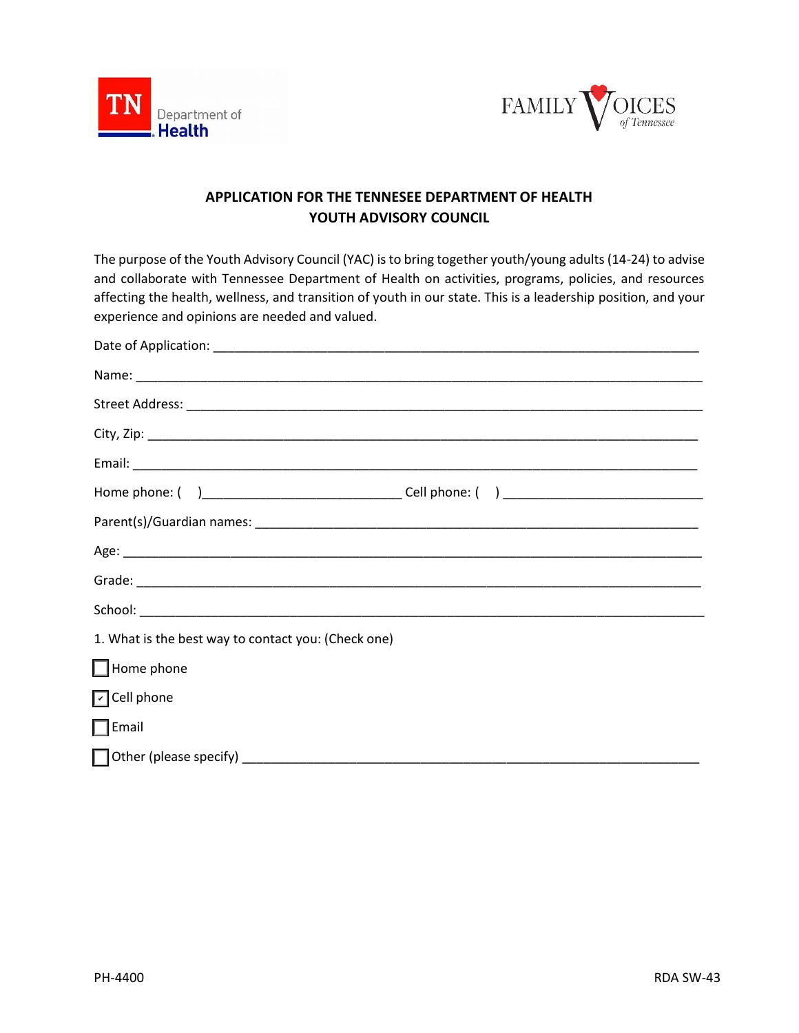TN Department of Health

FAMILY VOICES of Tennessee

## APPLICATION FOR THE TENNESSEE DEPARTMENT OF HEALTH YOUTH ADVISORY COUNCIL

The purpose of the Youth Advisory Council (YAC) is to bring together youth/young adults (14-24) to advise and collaborate with Tennessee Department of Health on activities, programs, policies, and resources affecting the health, wellness, and transition of youth in our state. This is a leadership position, and your experience and opinions are needed and valued.

Date of Application: ___________________________________________________________________

Name: ________________________________________________________________________________

Street Address: _______________________________________________________________________

City, Zip: _____________________________________________________________________________

Email: ________________________________________________________________________________

Home phone: (    )____________________________ Cell phone: (    ) ____________________________

Parent(s)/Guardian names: ______________________________________________________________

Age: __________________________________________________________________________________

Grade: ________________________________________________________________________________

School: _______________________________________________________________________________

1. What is the best way to contact you: (Check one)

- [ ] Home phone
- [x] Cell phone
- [ ] Email
- [ ] Other (please specify) ____________________________________________________________

PH-4400 RDA SW-43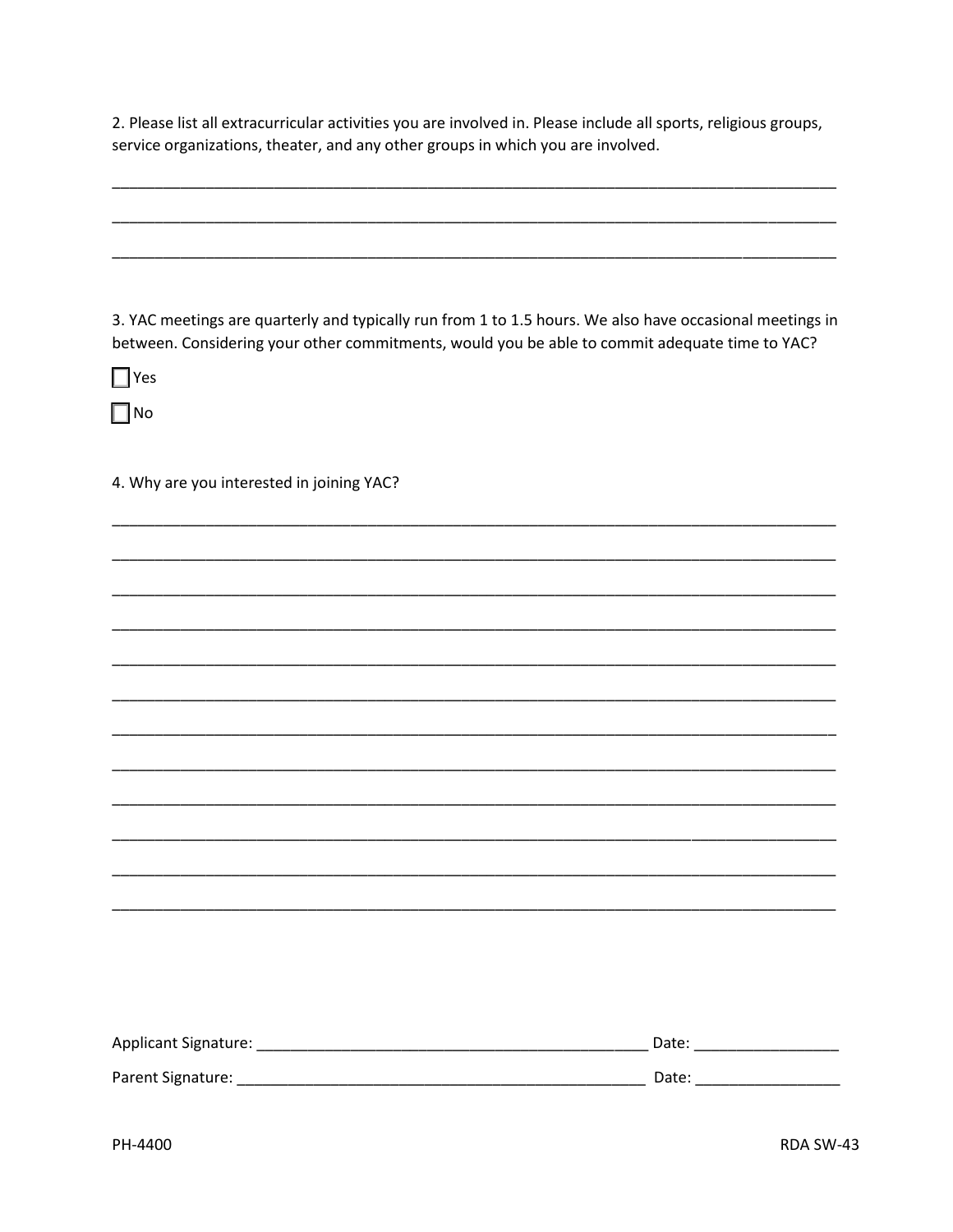2. Please list all extracurricular activities you are involved in. Please include all sports, religious groups, service organizations, theater, and any other groups in which you are involved.

_______________________________________________________________________________

_______________________________________________________________________________

_______________________________________________________________________________

3. YAC meetings are quarterly and typically run from 1 to 1.5 hours. We also have occasional meetings in between. Considering your other commitments, would you be able to commit adequate time to YAC?

☐ Yes

☐ No

4. Why are you interested in joining YAC?

_______________________________________________________________________________

_______________________________________________________________________________

_______________________________________________________________________________

_______________________________________________________________________________

_______________________________________________________________________________

_______________________________________________________________________________

_______________________________________________________________________________

_______________________________________________________________________________

_______________________________________________________________________________

_______________________________________________________________________________

_______________________________________________________________________________

_______________________________________________________________________________

Applicant Signature: _____________________________________________ Date: ________________

Parent Signature: _______________________________________________ Date: ________________

PH-4400 RDA SW-43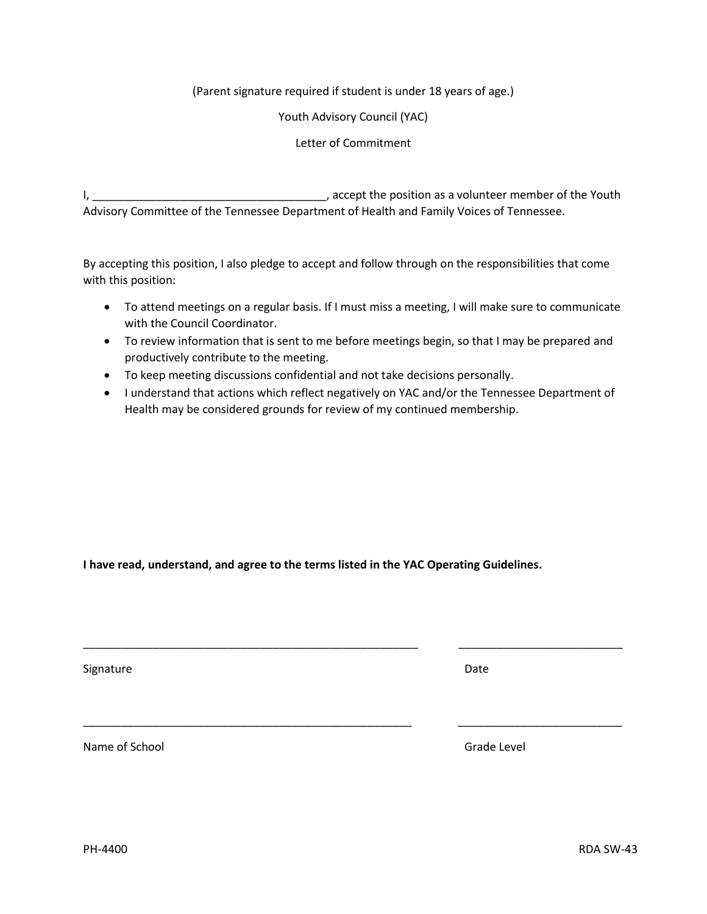(Parent signature required if student is under 18 years of age.)

Youth Advisory Council (YAC)

Letter of Commitment

I, ____________________________________, accept the position as a volunteer member of the Youth Advisory Committee of the Tennessee Department of Health and Family Voices of Tennessee.

By accepting this position, I also pledge to accept and follow through on the responsibilities that come with this position:

- To attend meetings on a regular basis. If I must miss a meeting, I will make sure to communicate with the Council Coordinator.
- To review information that is sent to me before meetings begin, so that I may be prepared and productively contribute to the meeting.
- To keep meeting discussions confidential and not take decisions personally.
- I understand that actions which reflect negatively on YAC and/or the Tennessee Department of Health may be considered grounds for review of my continued membership.

**I have read, understand, and agree to the terms listed in the YAC Operating Guidelines.**

_______________________________________________________ __________________________

Signature Date

_______________________________________________________ __________________________

Name of School Grade Level

PH-4400 RDA SW-43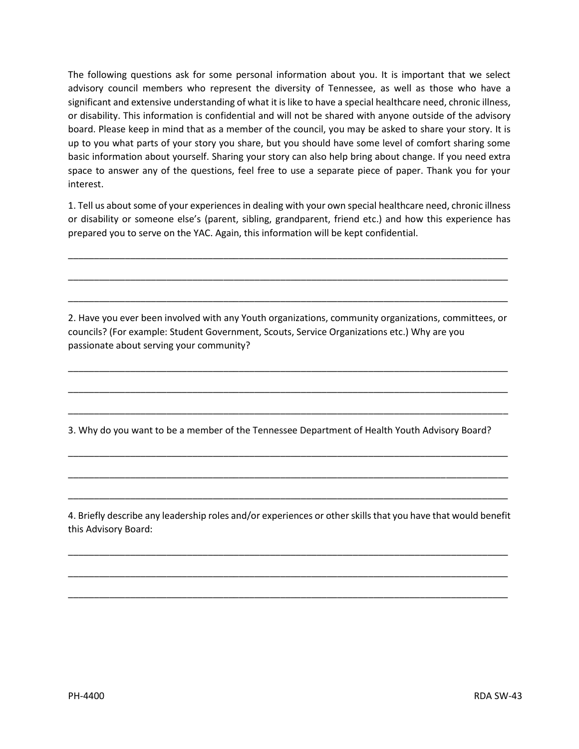The following questions ask for some personal information about you. It is important that we select advisory council members who represent the diversity of Tennessee, as well as those who have a significant and extensive understanding of what it is like to have a special healthcare need, chronic illness, or disability. This information is confidential and will not be shared with anyone outside of the advisory board. Please keep in mind that as a member of the council, you may be asked to share your story. It is up to you what parts of your story you share, but you should have some level of comfort sharing some basic information about yourself. Sharing your story can also help bring about change. If you need extra space to answer any of the questions, feel free to use a separate piece of paper. Thank you for your interest.

1. Tell us about some of your experiences in dealing with your own special healthcare need, chronic illness or disability or someone else's (parent, sibling, grandparent, friend etc.) and how this experience has prepared you to serve on the YAC. Again, this information will be kept confidential.

_______________________________________________________________________________________

_______________________________________________________________________________________

_______________________________________________________________________________________

2. Have you ever been involved with any Youth organizations, community organizations, committees, or councils? (For example: Student Government, Scouts, Service Organizations etc.) Why are you passionate about serving your community?

_______________________________________________________________________________________

_______________________________________________________________________________________

_______________________________________________________________________________________

3. Why do you want to be a member of the Tennessee Department of Health Youth Advisory Board?

_______________________________________________________________________________________

_______________________________________________________________________________________

_______________________________________________________________________________________

4. Briefly describe any leadership roles and/or experiences or other skills that you have that would benefit this Advisory Board:

_______________________________________________________________________________________

_______________________________________________________________________________________

_______________________________________________________________________________________

PH-4400 RDA SW-43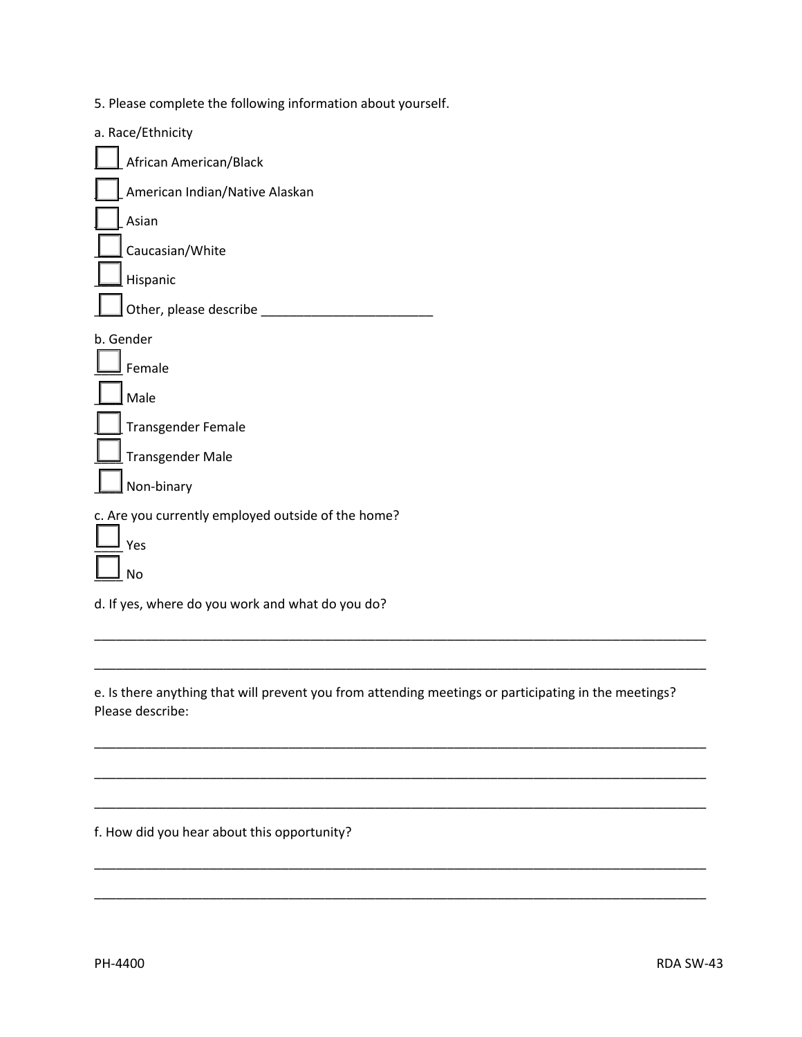5. Please complete the following information about yourself.

a. Race/Ethnicity

- ☐ African American/Black
- ☐ American Indian/Native Alaskan
- ☐ Asian
- ☐ Caucasian/White
- ☐ Hispanic
- ☐ Other, please describe ________________________

b. Gender

- ☐ Female
- ☐ Male
- ☐ Transgender Female
- ☐ Transgender Male
- ☐ Non-binary

c. Are you currently employed outside of the home?

- ☐ Yes
- ☐ No

d. If yes, where do you work and what do you do?

_____________________________________________________________________________________

_____________________________________________________________________________________

e. Is there anything that will prevent you from attending meetings or participating in the meetings? Please describe:

_____________________________________________________________________________________

_____________________________________________________________________________________

_____________________________________________________________________________________

f. How did you hear about this opportunity?

_____________________________________________________________________________________

_____________________________________________________________________________________

PH-4400 RDA SW-43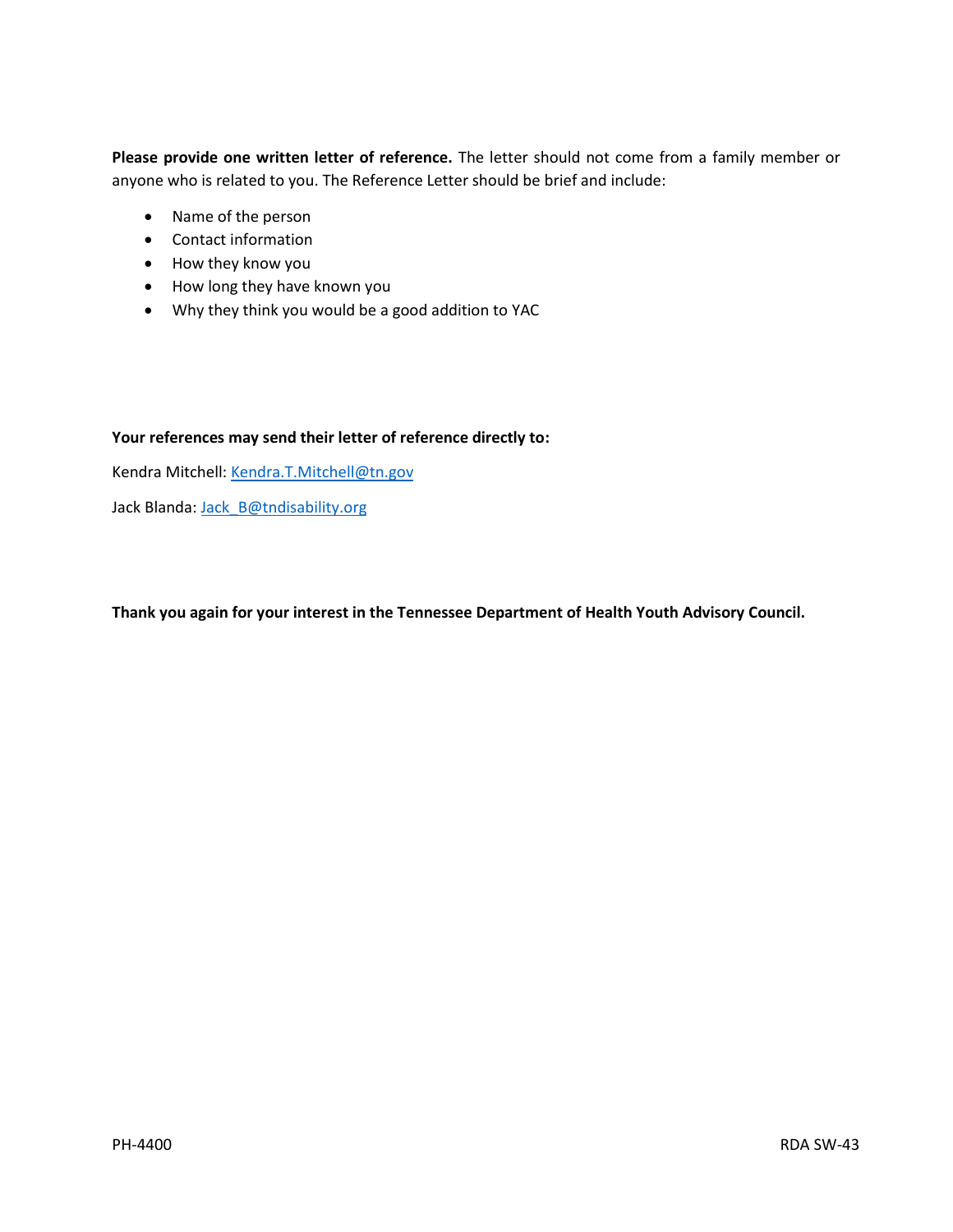**Please provide one written letter of reference.** The letter should not come from a family member or anyone who is related to you. The Reference Letter should be brief and include:

- Name of the person
- Contact information
- How they know you
- How long they have known you
- Why they think you would be a good addition to YAC

**Your references may send their letter of reference directly to:**

Kendra Mitchell: Kendra.T.Mitchell@tn.gov

Jack Blanda: Jack_B@tndisability.org

**Thank you again for your interest in the Tennessee Department of Health Youth Advisory Council.**

PH-4400 RDA SW-43